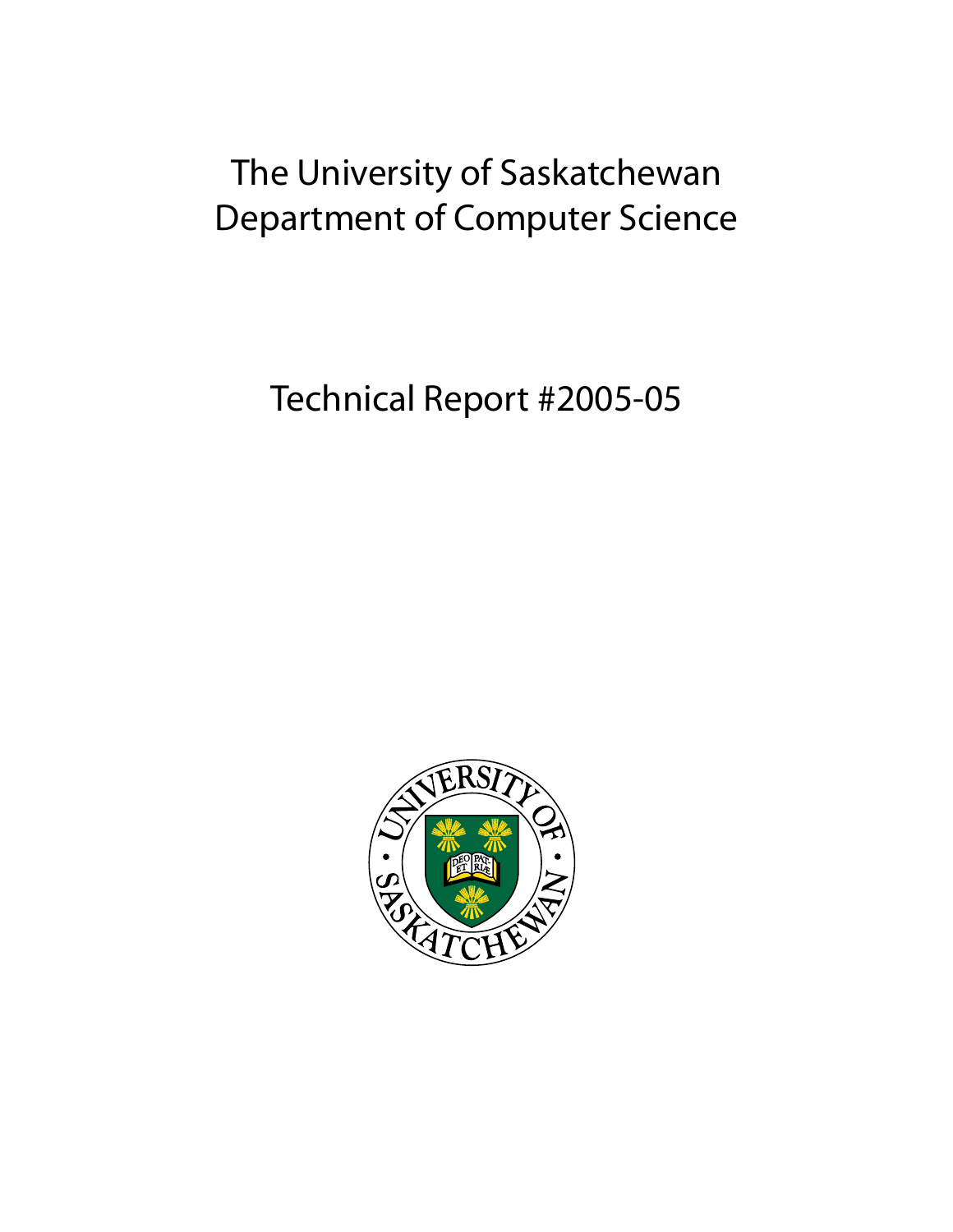# The University of Saskatchewan
# Department of Computer Science

## Technical Report #2005-05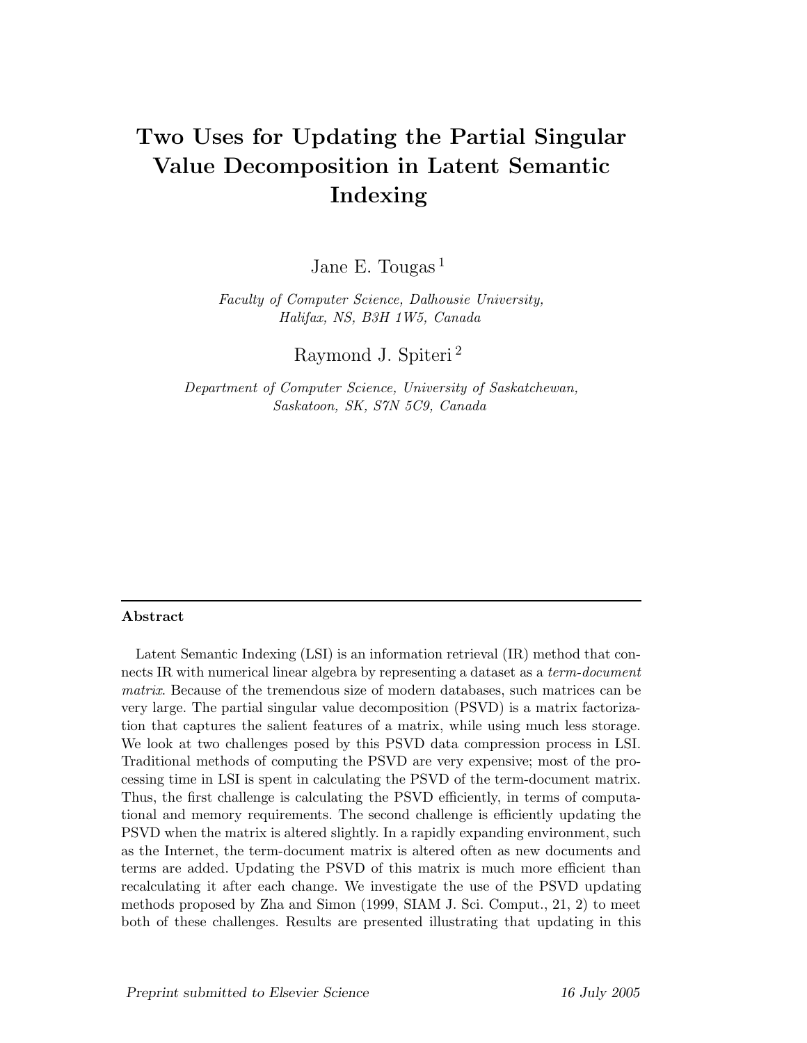# Two Uses for Updating the Partial Singular Value Decomposition in Latent Semantic Indexing

Jane E. Tougas [1]

*Faculty of Computer Science, Dalhousie University, Halifax, NS, B3H 1W5, Canada*

Raymond J. Spiteri [2]

*Department of Computer Science, University of Saskatchewan, Saskatoon, SK, S7N 5C9, Canada*

---

**Abstract**

Latent Semantic Indexing (LSI) is an information retrieval (IR) method that connects IR with numerical linear algebra by representing a dataset as a *term-document matrix*. Because of the tremendous size of modern databases, such matrices can be very large. The partial singular value decomposition (PSVD) is a matrix factorization that captures the salient features of a matrix, while using much less storage. We look at two challenges posed by this PSVD data compression process in LSI. Traditional methods of computing the PSVD are very expensive; most of the processing time in LSI is spent in calculating the PSVD of the term-document matrix. Thus, the first challenge is calculating the PSVD efficiently, in terms of computational and memory requirements. The second challenge is efficiently updating the PSVD when the matrix is altered slightly. In a rapidly expanding environment, such as the Internet, the term-document matrix is altered often as new documents and terms are added. Updating the PSVD of this matrix is much more efficient than recalculating it after each change. We investigate the use of the PSVD updating methods proposed by Zha and Simon (1999, SIAM J. Sci. Comput., 21, 2) to meet both of these challenges. Results are presented illustrating that updating in this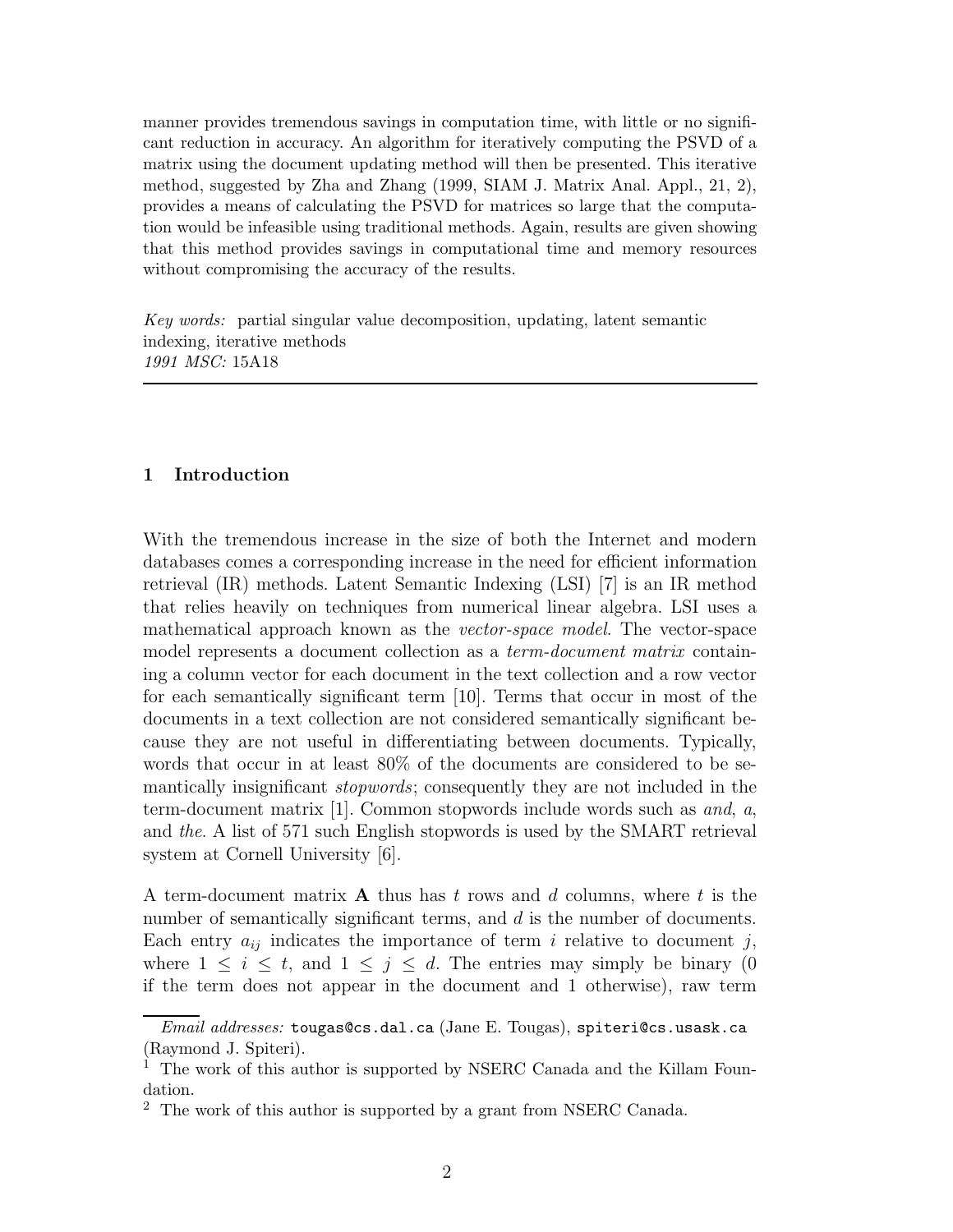manner provides tremendous savings in computation time, with little or no significant reduction in accuracy. An algorithm for iteratively computing the PSVD of a matrix using the document updating method will then be presented. This iterative method, suggested by Zha and Zhang (1999, SIAM J. Matrix Anal. Appl., 21, 2), provides a means of calculating the PSVD for matrices so large that the computation would be infeasible using traditional methods. Again, results are given showing that this method provides savings in computational time and memory resources without compromising the accuracy of the results.

*Key words:* partial singular value decomposition, updating, latent semantic indexing, iterative methods
*1991 MSC:* 15A18

---

## 1 Introduction

With the tremendous increase in the size of both the Internet and modern databases comes a corresponding increase in the need for efficient information retrieval (IR) methods. Latent Semantic Indexing (LSI) [7] is an IR method that relies heavily on techniques from numerical linear algebra. LSI uses a mathematical approach known as the *vector-space model*. The vector-space model represents a document collection as a *term-document matrix* containing a column vector for each document in the text collection and a row vector for each semantically significant term [10]. Terms that occur in most of the documents in a text collection are not considered semantically significant because they are not useful in differentiating between documents. Typically, words that occur in at least 80% of the documents are considered to be semantically insignificant *stopwords*; consequently they are not included in the term-document matrix [1]. Common stopwords include words such as *and*, *a*, and *the*. A list of 571 such English stopwords is used by the SMART retrieval system at Cornell University [6].

A term-document matrix $\mathbf{A}$ thus has $t$ rows and $d$ columns, where $t$ is the number of semantically significant terms, and $d$ is the number of documents. Each entry $a_{ij}$ indicates the importance of term $i$ relative to document $j$, where $1 \leq i \leq t$, and $1 \leq j \leq d$. The entries may simply be binary (0 if the term does not appear in the document and 1 otherwise), raw term

---

*Email addresses:* `tougas@cs.dal.ca` (Jane E. Tougas), `spiteri@cs.usask.ca` (Raymond J. Spiteri).

[1] The work of this author is supported by NSERC Canada and the Killam Foundation.

[2] The work of this author is supported by a grant from NSERC Canada.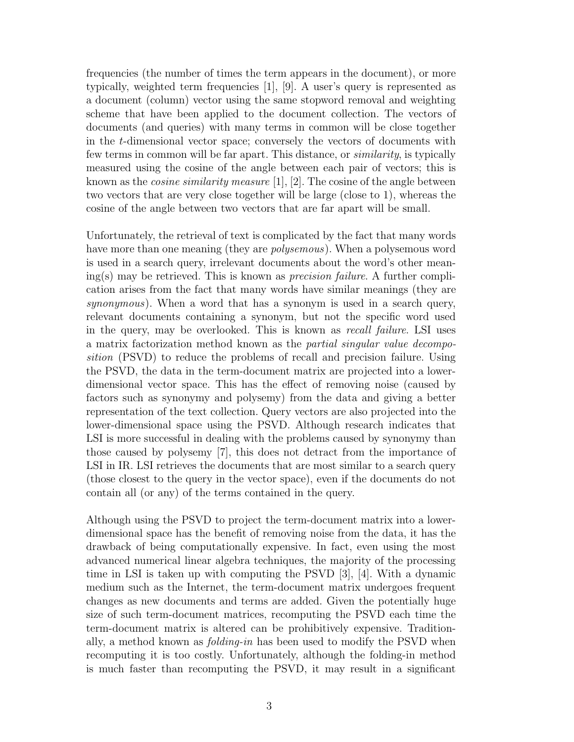frequencies (the number of times the term appears in the document), or more typically, weighted term frequencies [1], [9]. A user's query is represented as a document (column) vector using the same stopword removal and weighting scheme that have been applied to the document collection. The vectors of documents (and queries) with many terms in common will be close together in the $t$-dimensional vector space; conversely the vectors of documents with few terms in common will be far apart. This distance, or *similarity*, is typically measured using the cosine of the angle between each pair of vectors; this is known as the *cosine similarity measure* [1], [2]. The cosine of the angle between two vectors that are very close together will be large (close to 1), whereas the cosine of the angle between two vectors that are far apart will be small.

Unfortunately, the retrieval of text is complicated by the fact that many words have more than one meaning (they are *polysemous*). When a polysemous word is used in a search query, irrelevant documents about the word's other meaning(s) may be retrieved. This is known as *precision failure*. A further complication arises from the fact that many words have similar meanings (they are *synonymous*). When a word that has a synonym is used in a search query, relevant documents containing a synonym, but not the specific word used in the query, may be overlooked. This is known as *recall failure*. LSI uses a matrix factorization method known as the *partial singular value decomposition* (PSVD) to reduce the problems of recall and precision failure. Using the PSVD, the data in the term-document matrix are projected into a lower-dimensional vector space. This has the effect of removing noise (caused by factors such as synonymy and polysemy) from the data and giving a better representation of the text collection. Query vectors are also projected into the lower-dimensional space using the PSVD. Although research indicates that LSI is more successful in dealing with the problems caused by synonymy than those caused by polysemy [7], this does not detract from the importance of LSI in IR. LSI retrieves the documents that are most similar to a search query (those closest to the query in the vector space), even if the documents do not contain all (or any) of the terms contained in the query.

Although using the PSVD to project the term-document matrix into a lower-dimensional space has the benefit of removing noise from the data, it has the drawback of being computationally expensive. In fact, even using the most advanced numerical linear algebra techniques, the majority of the processing time in LSI is taken up with computing the PSVD [3], [4]. With a dynamic medium such as the Internet, the term-document matrix undergoes frequent changes as new documents and terms are added. Given the potentially huge size of such term-document matrices, recomputing the PSVD each time the term-document matrix is altered can be prohibitively expensive. Traditionally, a method known as *folding-in* has been used to modify the PSVD when recomputing it is too costly. Unfortunately, although the folding-in method is much faster than recomputing the PSVD, it may result in a significant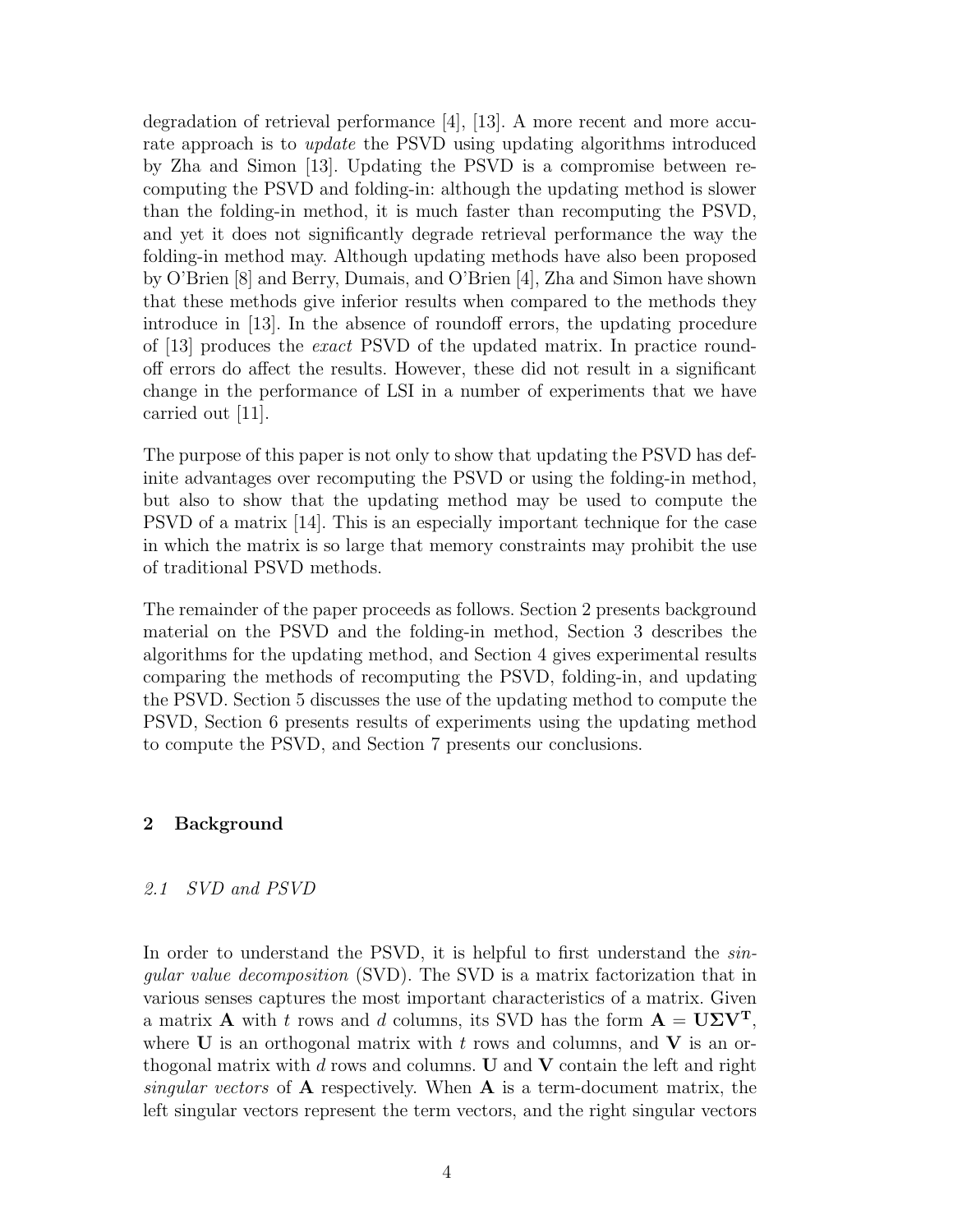degradation of retrieval performance [4], [13]. A more recent and more accurate approach is to *update* the PSVD using updating algorithms introduced by Zha and Simon [13]. Updating the PSVD is a compromise between recomputing the PSVD and folding-in: although the updating method is slower than the folding-in method, it is much faster than recomputing the PSVD, and yet it does not significantly degrade retrieval performance the way the folding-in method may. Although updating methods have also been proposed by O'Brien [8] and Berry, Dumais, and O'Brien [4], Zha and Simon have shown that these methods give inferior results when compared to the methods they introduce in [13]. In the absence of roundoff errors, the updating procedure of [13] produces the *exact* PSVD of the updated matrix. In practice roundoff errors do affect the results. However, these did not result in a significant change in the performance of LSI in a number of experiments that we have carried out [11].

The purpose of this paper is not only to show that updating the PSVD has definite advantages over recomputing the PSVD or using the folding-in method, but also to show that the updating method may be used to compute the PSVD of a matrix [14]. This is an especially important technique for the case in which the matrix is so large that memory constraints may prohibit the use of traditional PSVD methods.

The remainder of the paper proceeds as follows. Section 2 presents background material on the PSVD and the folding-in method, Section 3 describes the algorithms for the updating method, and Section 4 gives experimental results comparing the methods of recomputing the PSVD, folding-in, and updating the PSVD. Section 5 discusses the use of the updating method to compute the PSVD, Section 6 presents results of experiments using the updating method to compute the PSVD, and Section 7 presents our conclusions.

## 2 Background

### *2.1 SVD and PSVD*

In order to understand the PSVD, it is helpful to first understand the *singular value decomposition* (SVD). The SVD is a matrix factorization that in various senses captures the most important characteristics of a matrix. Given a matrix $\mathbf{A}$ with $t$ rows and $d$ columns, its SVD has the form $\mathbf{A} = \mathbf{U}\mathbf{\Sigma}\mathbf{V}^{\mathbf{T}}$, where $\mathbf{U}$ is an orthogonal matrix with $t$ rows and columns, and $\mathbf{V}$ is an orthogonal matrix with $d$ rows and columns. $\mathbf{U}$ and $\mathbf{V}$ contain the left and right *singular vectors* of $\mathbf{A}$ respectively. When $\mathbf{A}$ is a term-document matrix, the left singular vectors represent the term vectors, and the right singular vectors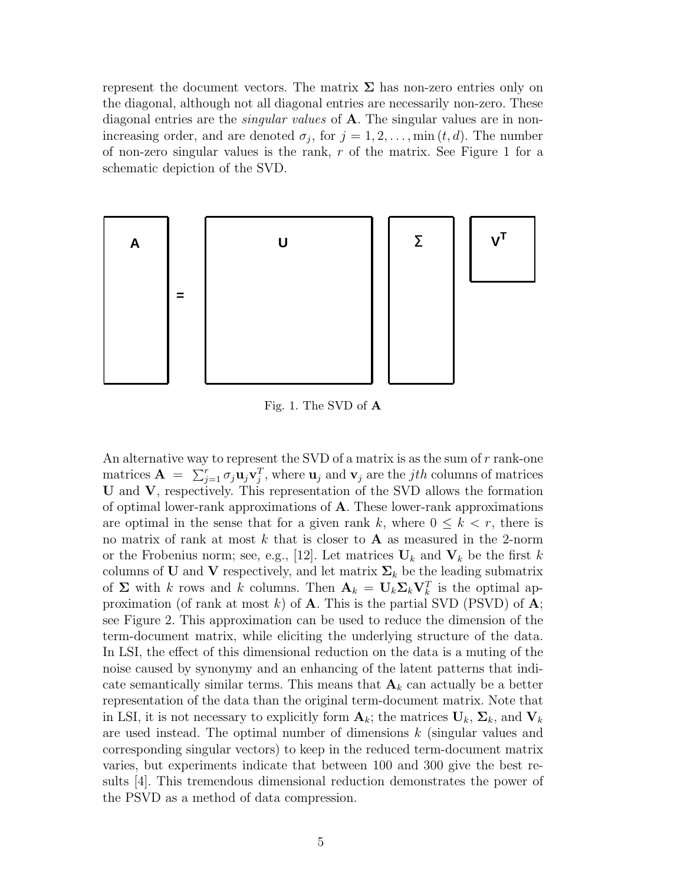represent the document vectors. The matrix $\mathbf{\Sigma}$ has non-zero entries only on the diagonal, although not all diagonal entries are necessarily non-zero. These diagonal entries are the *singular values* of $\mathbf{A}$. The singular values are in non-increasing order, and are denoted $\sigma_j$, for $j = 1, 2, \ldots, \min(t, d)$. The number of non-zero singular values is the rank, $r$ of the matrix. See Figure 1 for a schematic depiction of the SVD.

Fig. 1. The SVD of $\mathbf{A}$

An alternative way to represent the SVD of a matrix is as the sum of $r$ rank-one matrices $\mathbf{A} = \sum_{j=1}^{r} \sigma_j \mathbf{u}_j \mathbf{v}_j^T$, where $\mathbf{u}_j$ and $\mathbf{v}_j$ are the $jth$ columns of matrices $\mathbf{U}$ and $\mathbf{V}$, respectively. This representation of the SVD allows the formation of optimal lower-rank approximations of $\mathbf{A}$. These lower-rank approximations are optimal in the sense that for a given rank $k$, where $0 \leq k < r$, there is no matrix of rank at most $k$ that is closer to $\mathbf{A}$ as measured in the 2-norm or the Frobenius norm; see, e.g., [12]. Let matrices $\mathbf{U}_k$ and $\mathbf{V}_k$ be the first $k$ columns of $\mathbf{U}$ and $\mathbf{V}$ respectively, and let matrix $\mathbf{\Sigma}_k$ be the leading submatrix of $\mathbf{\Sigma}$ with $k$ rows and $k$ columns. Then $\mathbf{A}_k = \mathbf{U}_k \mathbf{\Sigma}_k \mathbf{V}_k^T$ is the optimal approximation (of rank at most $k$) of $\mathbf{A}$. This is the partial SVD (PSVD) of $\mathbf{A}$; see Figure 2. This approximation can be used to reduce the dimension of the term-document matrix, while eliciting the underlying structure of the data. In LSI, the effect of this dimensional reduction on the data is a muting of the noise caused by synonymy and an enhancing of the latent patterns that indicate semantically similar terms. This means that $\mathbf{A}_k$ can actually be a better representation of the data than the original term-document matrix. Note that in LSI, it is not necessary to explicitly form $\mathbf{A}_k$; the matrices $\mathbf{U}_k$, $\mathbf{\Sigma}_k$, and $\mathbf{V}_k$ are used instead. The optimal number of dimensions $k$ (singular values and corresponding singular vectors) to keep in the reduced term-document matrix varies, but experiments indicate that between 100 and 300 give the best results [4]. This tremendous dimensional reduction demonstrates the power of the PSVD as a method of data compression.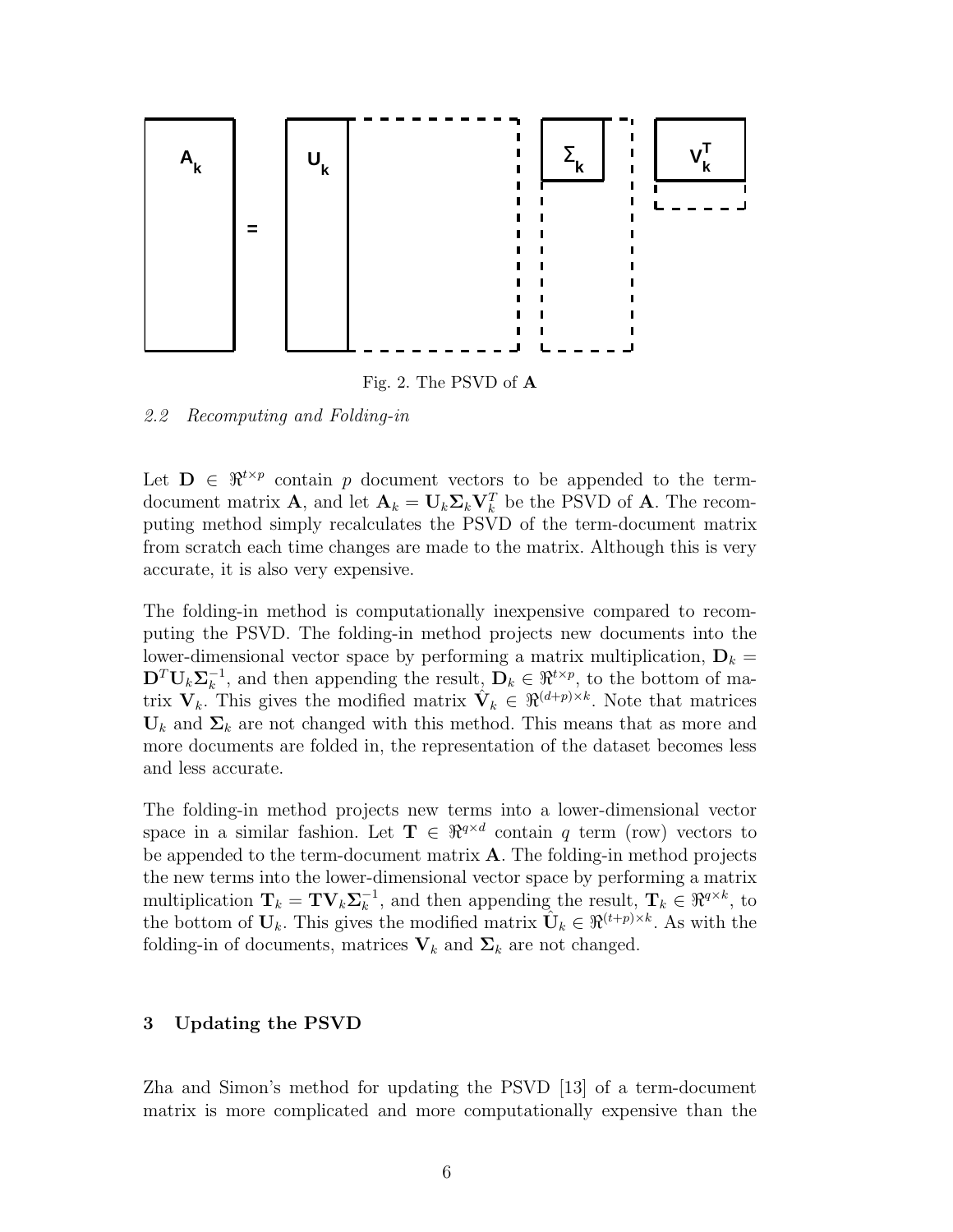Fig. 2. The PSVD of $\mathbf{A}$

### *2.2 Recomputing and Folding-in*

Let $\mathbf{D} \in \Re^{t \times p}$ contain $p$ document vectors to be appended to the term-document matrix $\mathbf{A}$, and let $\mathbf{A}_k = \mathbf{U}_k \mathbf{\Sigma}_k \mathbf{V}_k^T$ be the PSVD of $\mathbf{A}$. The recomputing method simply recalculates the PSVD of the term-document matrix from scratch each time changes are made to the matrix. Although this is very accurate, it is also very expensive.

The folding-in method is computationally inexpensive compared to recomputing the PSVD. The folding-in method projects new documents into the lower-dimensional vector space by performing a matrix multiplication, $\mathbf{D}_k = \mathbf{D}^T \mathbf{U}_k \mathbf{\Sigma}_k^{-1}$, and then appending the result, $\mathbf{D}_k \in \Re^{t \times p}$, to the bottom of matrix $\mathbf{V}_k$. This gives the modified matrix $\hat{\mathbf{V}}_k \in \Re^{(d+p) \times k}$. Note that matrices $\mathbf{U}_k$ and $\mathbf{\Sigma}_k$ are not changed with this method. This means that as more and more documents are folded in, the representation of the dataset becomes less and less accurate.

The folding-in method projects new terms into a lower-dimensional vector space in a similar fashion. Let $\mathbf{T} \in \Re^{q \times d}$ contain $q$ term (row) vectors to be appended to the term-document matrix $\mathbf{A}$. The folding-in method projects the new terms into the lower-dimensional vector space by performing a matrix multiplication $\mathbf{T}_k = \mathbf{T} \mathbf{V}_k \mathbf{\Sigma}_k^{-1}$, and then appending the result, $\mathbf{T}_k \in \Re^{q \times k}$, to the bottom of $\mathbf{U}_k$. This gives the modified matrix $\hat{\mathbf{U}}_k \in \Re^{(t+p) \times k}$. As with the folding-in of documents, matrices $\mathbf{V}_k$ and $\mathbf{\Sigma}_k$ are not changed.

## 3 Updating the PSVD

Zha and Simon's method for updating the PSVD [13] of a term-document matrix is more complicated and more computationally expensive than the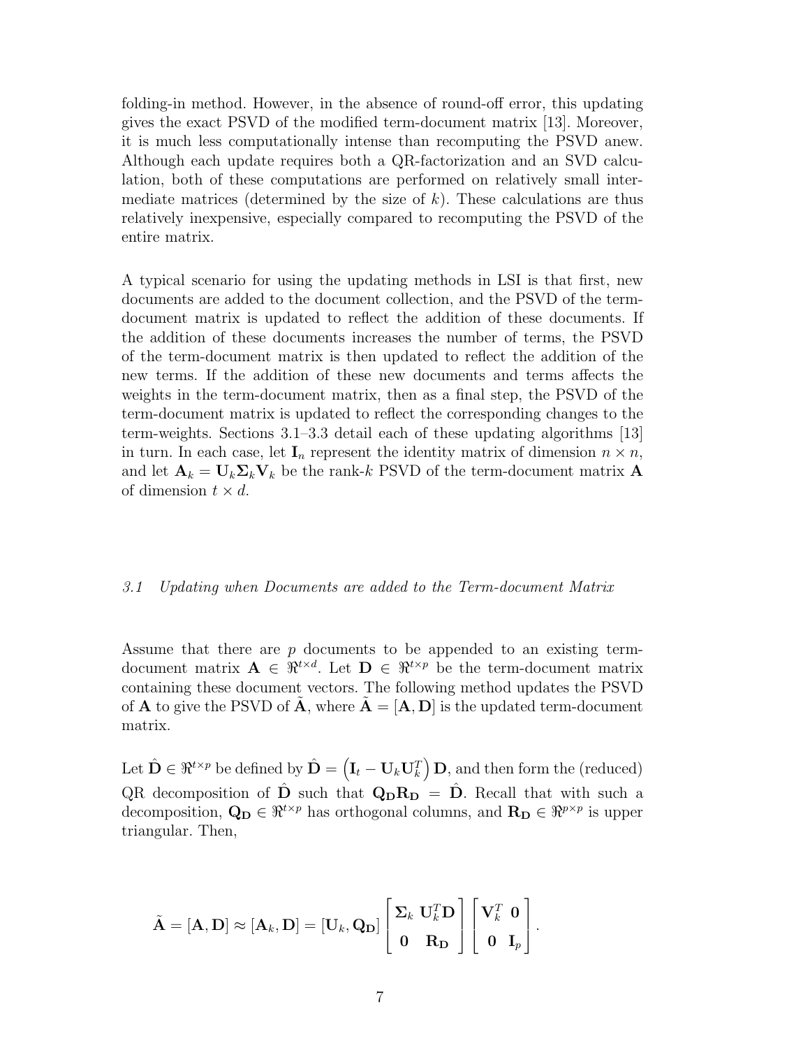folding-in method. However, in the absence of round-off error, this updating gives the exact PSVD of the modified term-document matrix [13]. Moreover, it is much less computationally intense than recomputing the PSVD anew. Although each update requires both a QR-factorization and an SVD calculation, both of these computations are performed on relatively small intermediate matrices (determined by the size of $k$). These calculations are thus relatively inexpensive, especially compared to recomputing the PSVD of the entire matrix.

A typical scenario for using the updating methods in LSI is that first, new documents are added to the document collection, and the PSVD of the term-document matrix is updated to reflect the addition of these documents. If the addition of these documents increases the number of terms, the PSVD of the term-document matrix is then updated to reflect the addition of the new terms. If the addition of these new documents and terms affects the weights in the term-document matrix, then as a final step, the PSVD of the term-document matrix is updated to reflect the corresponding changes to the term-weights. Sections 3.1–3.3 detail each of these updating algorithms [13] in turn. In each case, let $\mathbf{I}_n$ represent the identity matrix of dimension $n \times n$, and let $\mathbf{A}_k = \mathbf{U}_k \mathbf{\Sigma}_k \mathbf{V}_k$ be the rank-$k$ PSVD of the term-document matrix $\mathbf{A}$ of dimension $t \times d$.

### *3.1 Updating when Documents are added to the Term-document Matrix*

Assume that there are $p$ documents to be appended to an existing term-document matrix $\mathbf{A} \in \Re^{t \times d}$. Let $\mathbf{D} \in \Re^{t \times p}$ be the term-document matrix containing these document vectors. The following method updates the PSVD of $\mathbf{A}$ to give the PSVD of $\tilde{\mathbf{A}}$, where $\tilde{\mathbf{A}} = [\mathbf{A}, \mathbf{D}]$ is the updated term-document matrix.

Let $\hat{\mathbf{D}} \in \Re^{t \times p}$ be defined by $\hat{\mathbf{D}} = \left(\mathbf{I}_t - \mathbf{U}_k \mathbf{U}_k^T\right) \mathbf{D}$, and then form the (reduced) QR decomposition of $\hat{\mathbf{D}}$ such that $\mathbf{Q_D} \mathbf{R_D} = \hat{\mathbf{D}}$. Recall that with such a decomposition, $\mathbf{Q_D} \in \Re^{t \times p}$ has orthogonal columns, and $\mathbf{R_D} \in \Re^{p \times p}$ is upper triangular. Then,

$$\tilde{\mathbf{A}} = [\mathbf{A}, \mathbf{D}] \approx [\mathbf{A}_k, \mathbf{D}] = [\mathbf{U}_k, \mathbf{Q_D}] \begin{bmatrix} \mathbf{\Sigma}_k & \mathbf{U}_k^T \mathbf{D} \\ \mathbf{0} & \mathbf{R_D} \end{bmatrix} \begin{bmatrix} \mathbf{V}_k^T & \mathbf{0} \\ \mathbf{0} & \mathbf{I}_p \end{bmatrix}.$$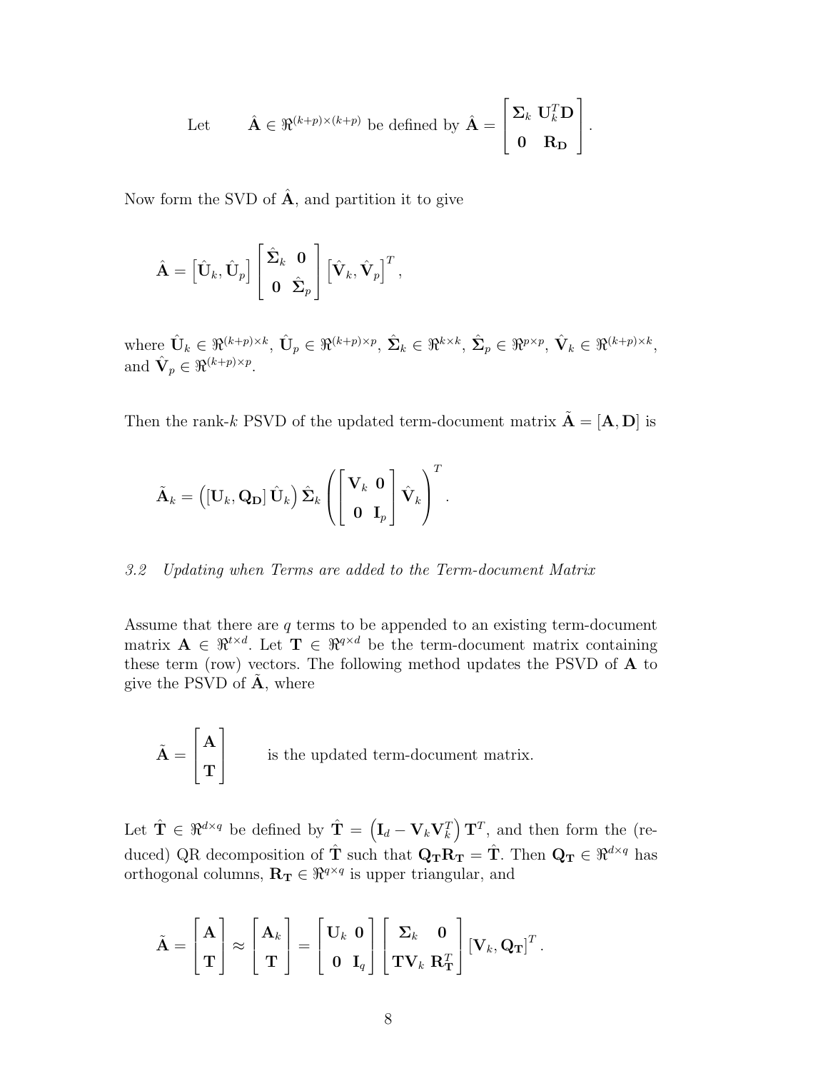Let $\quad \hat{\mathbf{A}} \in \Re^{(k+p)\times(k+p)}$ be defined by $\hat{\mathbf{A}} = \begin{bmatrix} \mathbf{\Sigma}_k & \mathbf{U}_k^T\mathbf{D} \\ \mathbf{0} & \mathbf{R_D} \end{bmatrix}$.

Now form the SVD of $\hat{\mathbf{A}}$, and partition it to give

$$\hat{\mathbf{A}} = \left[\hat{\mathbf{U}}_k, \hat{\mathbf{U}}_p\right] \begin{bmatrix} \hat{\mathbf{\Sigma}}_k & \mathbf{0} \\ \mathbf{0} & \hat{\mathbf{\Sigma}}_p \end{bmatrix} \left[\hat{\mathbf{V}}_k, \hat{\mathbf{V}}_p\right]^T,$$

where $\hat{\mathbf{U}}_k \in \Re^{(k+p)\times k}$, $\hat{\mathbf{U}}_p \in \Re^{(k+p)\times p}$, $\hat{\mathbf{\Sigma}}_k \in \Re^{k\times k}$, $\hat{\mathbf{\Sigma}}_p \in \Re^{p\times p}$, $\hat{\mathbf{V}}_k \in \Re^{(k+p)\times k}$, and $\hat{\mathbf{V}}_p \in \Re^{(k+p)\times p}$.

Then the rank-$k$ PSVD of the updated term-document matrix $\tilde{\mathbf{A}} = [\mathbf{A}, \mathbf{D}]$ is

$$\tilde{\mathbf{A}}_k = \left([\mathbf{U}_k, \mathbf{Q_D}]\,\hat{\mathbf{U}}_k\right)\hat{\mathbf{\Sigma}}_k \left(\begin{bmatrix} \mathbf{V}_k & \mathbf{0} \\ \mathbf{0} & \mathbf{I}_p \end{bmatrix} \hat{\mathbf{V}}_k\right)^T.$$

### *3.2 Updating when Terms are added to the Term-document Matrix*

Assume that there are $q$ terms to be appended to an existing term-document matrix $\mathbf{A} \in \Re^{t\times d}$. Let $\mathbf{T} \in \Re^{q\times d}$ be the term-document matrix containing these term (row) vectors. The following method updates the PSVD of $\mathbf{A}$ to give the PSVD of $\tilde{\mathbf{A}}$, where

$$\tilde{\mathbf{A}} = \begin{bmatrix} \mathbf{A} \\ \mathbf{T} \end{bmatrix} \qquad \text{is the updated term-document matrix.}$$

Let $\hat{\mathbf{T}} \in \Re^{d\times q}$ be defined by $\hat{\mathbf{T}} = \left(\mathbf{I}_d - \mathbf{V}_k\mathbf{V}_k^T\right)\mathbf{T}^T$, and then form the (reduced) QR decomposition of $\hat{\mathbf{T}}$ such that $\mathbf{Q_T}\mathbf{R_T} = \hat{\mathbf{T}}$. Then $\mathbf{Q_T} \in \Re^{d\times q}$ has orthogonal columns, $\mathbf{R_T} \in \Re^{q\times q}$ is upper triangular, and

$$\tilde{\mathbf{A}} = \begin{bmatrix} \mathbf{A} \\ \mathbf{T} \end{bmatrix} \approx \begin{bmatrix} \mathbf{A}_k \\ \mathbf{T} \end{bmatrix} = \begin{bmatrix} \mathbf{U}_k & \mathbf{0} \\ \mathbf{0} & \mathbf{I}_q \end{bmatrix} \begin{bmatrix} \mathbf{\Sigma}_k & \mathbf{0} \\ \mathbf{T}\mathbf{V}_k & \mathbf{R_T}^T \end{bmatrix} \left[\mathbf{V}_k, \mathbf{Q_T}\right]^T.$$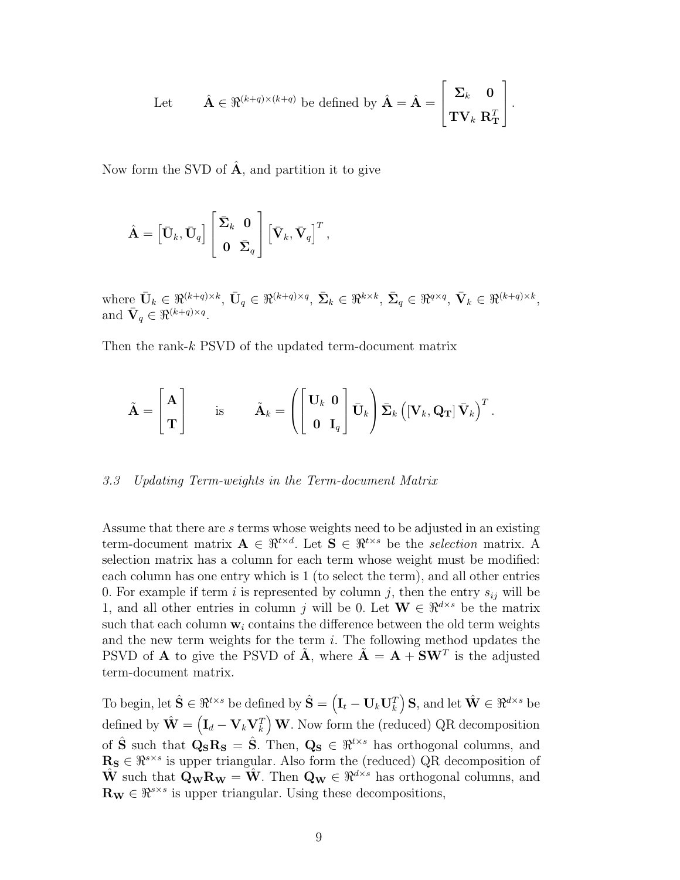Let $\qquad \hat{\mathbf{A}} \in \Re^{(k+q)\times(k+q)}$ be defined by $\hat{\mathbf{A}} = \hat{\mathbf{A}} = \begin{bmatrix} \mathbf{\Sigma}_k & \mathbf{0} \\ \mathbf{T}\mathbf{V}_k & \mathbf{R}_\mathbf{T}^T \end{bmatrix}$.

Now form the SVD of $\hat{\mathbf{A}}$, and partition it to give

$$\hat{\mathbf{A}} = \left[\bar{\mathbf{U}}_k, \bar{\mathbf{U}}_q\right] \begin{bmatrix} \bar{\mathbf{\Sigma}}_k & \mathbf{0} \\ \mathbf{0} & \bar{\mathbf{\Sigma}}_q \end{bmatrix} \left[\bar{\mathbf{V}}_k, \bar{\mathbf{V}}_q\right]^T,$$

where $\bar{\mathbf{U}}_k \in \Re^{(k+q)\times k}$, $\bar{\mathbf{U}}_q \in \Re^{(k+q)\times q}$, $\bar{\mathbf{\Sigma}}_k \in \Re^{k\times k}$, $\bar{\mathbf{\Sigma}}_q \in \Re^{q\times q}$, $\bar{\mathbf{V}}_k \in \Re^{(k+q)\times k}$, and $\bar{\mathbf{V}}_q \in \Re^{(k+q)\times q}$.

Then the rank-$k$ PSVD of the updated term-document matrix

$$\tilde{\mathbf{A}} = \begin{bmatrix} \mathbf{A} \\ \mathbf{T} \end{bmatrix} \qquad \text{is} \qquad \tilde{\mathbf{A}}_k = \left( \begin{bmatrix} \mathbf{U}_k & \mathbf{0} \\ \mathbf{0} & \mathbf{I}_q \end{bmatrix} \bar{\mathbf{U}}_k \right) \bar{\mathbf{\Sigma}}_k \left( \left[\mathbf{V}_k, \mathbf{Q}_\mathbf{T}\right] \bar{\mathbf{V}}_k \right)^T.$$

### *3.3 Updating Term-weights in the Term-document Matrix*

Assume that there are $s$ terms whose weights need to be adjusted in an existing term-document matrix $\mathbf{A} \in \Re^{t\times d}$. Let $\mathbf{S} \in \Re^{t\times s}$ be the *selection* matrix. A selection matrix has a column for each term whose weight must be modified: each column has one entry which is 1 (to select the term), and all other entries 0. For example if term $i$ is represented by column $j$, then the entry $s_{ij}$ will be 1, and all other entries in column $j$ will be 0. Let $\mathbf{W} \in \Re^{d\times s}$ be the matrix such that each column $\mathbf{w}_i$ contains the difference between the old term weights and the new term weights for the term $i$. The following method updates the PSVD of $\mathbf{A}$ to give the PSVD of $\tilde{\mathbf{A}}$, where $\tilde{\mathbf{A}} = \mathbf{A} + \mathbf{S}\mathbf{W}^T$ is the adjusted term-document matrix.

To begin, let $\hat{\mathbf{S}} \in \Re^{t\times s}$ be defined by $\hat{\mathbf{S}} = \left(\mathbf{I}_t - \mathbf{U}_k\mathbf{U}_k^T\right)\mathbf{S}$, and let $\hat{\mathbf{W}} \in \Re^{d\times s}$ be defined by $\hat{\mathbf{W}} = \left(\mathbf{I}_d - \mathbf{V}_k\mathbf{V}_k^T\right)\mathbf{W}$. Now form the (reduced) QR decomposition of $\hat{\mathbf{S}}$ such that $\mathbf{Q}_\mathbf{S}\mathbf{R}_\mathbf{S} = \hat{\mathbf{S}}$. Then, $\mathbf{Q}_\mathbf{S} \in \Re^{t\times s}$ has orthogonal columns, and $\mathbf{R}_\mathbf{S} \in \Re^{s\times s}$ is upper triangular. Also form the (reduced) QR decomposition of $\hat{\mathbf{W}}$ such that $\mathbf{Q}_\mathbf{W}\mathbf{R}_\mathbf{W} = \hat{\mathbf{W}}$. Then $\mathbf{Q}_\mathbf{W} \in \Re^{d\times s}$ has orthogonal columns, and $\mathbf{R}_\mathbf{W} \in \Re^{s\times s}$ is upper triangular. Using these decompositions,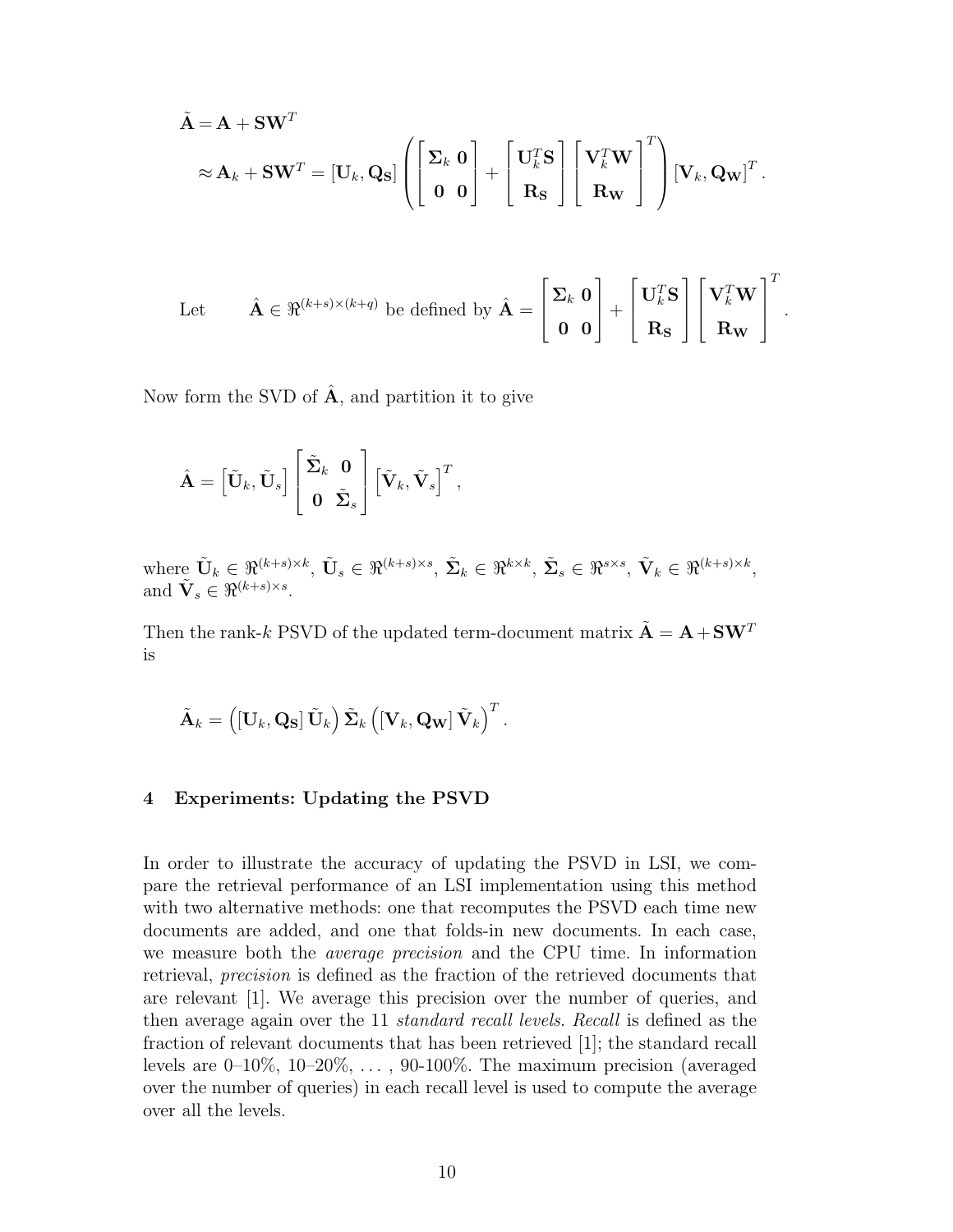$$\begin{aligned}\tilde{\mathbf{A}} &= \mathbf{A} + \mathbf{S}\mathbf{W}^T \\ &\approx \mathbf{A}_k + \mathbf{S}\mathbf{W}^T = [\mathbf{U}_k, \mathbf{Q_S}] \left( \begin{bmatrix} \mathbf{\Sigma}_k & \mathbf{0} \\ \mathbf{0} & \mathbf{0} \end{bmatrix} + \begin{bmatrix} \mathbf{U}_k^T\mathbf{S} \\ \mathbf{R_S} \end{bmatrix} \begin{bmatrix} \mathbf{V}_k^T\mathbf{W} \\ \mathbf{R_W} \end{bmatrix}^T \right) [\mathbf{V}_k, \mathbf{Q_W}]^T .\end{aligned}$$

Let $\quad \hat{\mathbf{A}} \in \Re^{(k+s)\times(k+q)}$ be defined by $\hat{\mathbf{A}} = \begin{bmatrix} \mathbf{\Sigma}_k & \mathbf{0} \\ \mathbf{0} & \mathbf{0} \end{bmatrix} + \begin{bmatrix} \mathbf{U}_k^T\mathbf{S} \\ \mathbf{R_S} \end{bmatrix} \begin{bmatrix} \mathbf{V}_k^T\mathbf{W} \\ \mathbf{R_W} \end{bmatrix}^T .$

Now form the SVD of $\hat{\mathbf{A}}$, and partition it to give

$$\hat{\mathbf{A}} = \left[\tilde{\mathbf{U}}_k, \tilde{\mathbf{U}}_s\right] \begin{bmatrix} \tilde{\mathbf{\Sigma}}_k & \mathbf{0} \\ \mathbf{0} & \tilde{\mathbf{\Sigma}}_s \end{bmatrix} \left[\tilde{\mathbf{V}}_k, \tilde{\mathbf{V}}_s\right]^T ,$$

where $\tilde{\mathbf{U}}_k \in \Re^{(k+s)\times k}$, $\tilde{\mathbf{U}}_s \in \Re^{(k+s)\times s}$, $\tilde{\mathbf{\Sigma}}_k \in \Re^{k\times k}$, $\tilde{\mathbf{\Sigma}}_s \in \Re^{s\times s}$, $\tilde{\mathbf{V}}_k \in \Re^{(k+s)\times k}$, and $\tilde{\mathbf{V}}_s \in \Re^{(k+s)\times s}$.

Then the rank-$k$ PSVD of the updated term-document matrix $\tilde{\mathbf{A}} = \mathbf{A} + \mathbf{S}\mathbf{W}^T$ is

$$\tilde{\mathbf{A}}_k = \left([\mathbf{U}_k, \mathbf{Q_S}]\, \tilde{\mathbf{U}}_k\right) \tilde{\mathbf{\Sigma}}_k \left([\mathbf{V}_k, \mathbf{Q_W}]\, \tilde{\mathbf{V}}_k\right)^T .$$

## 4 Experiments: Updating the PSVD

In order to illustrate the accuracy of updating the PSVD in LSI, we compare the retrieval performance of an LSI implementation using this method with two alternative methods: one that recomputes the PSVD each time new documents are added, and one that folds-in new documents. In each case, we measure both the *average precision* and the CPU time. In information retrieval, *precision* is defined as the fraction of the retrieved documents that are relevant [1]. We average this precision over the number of queries, and then average again over the 11 *standard recall levels*. *Recall* is defined as the fraction of relevant documents that has been retrieved [1]; the standard recall levels are 0–10%, 10–20%, ... , 90-100%. The maximum precision (averaged over the number of queries) in each recall level is used to compute the average over all the levels.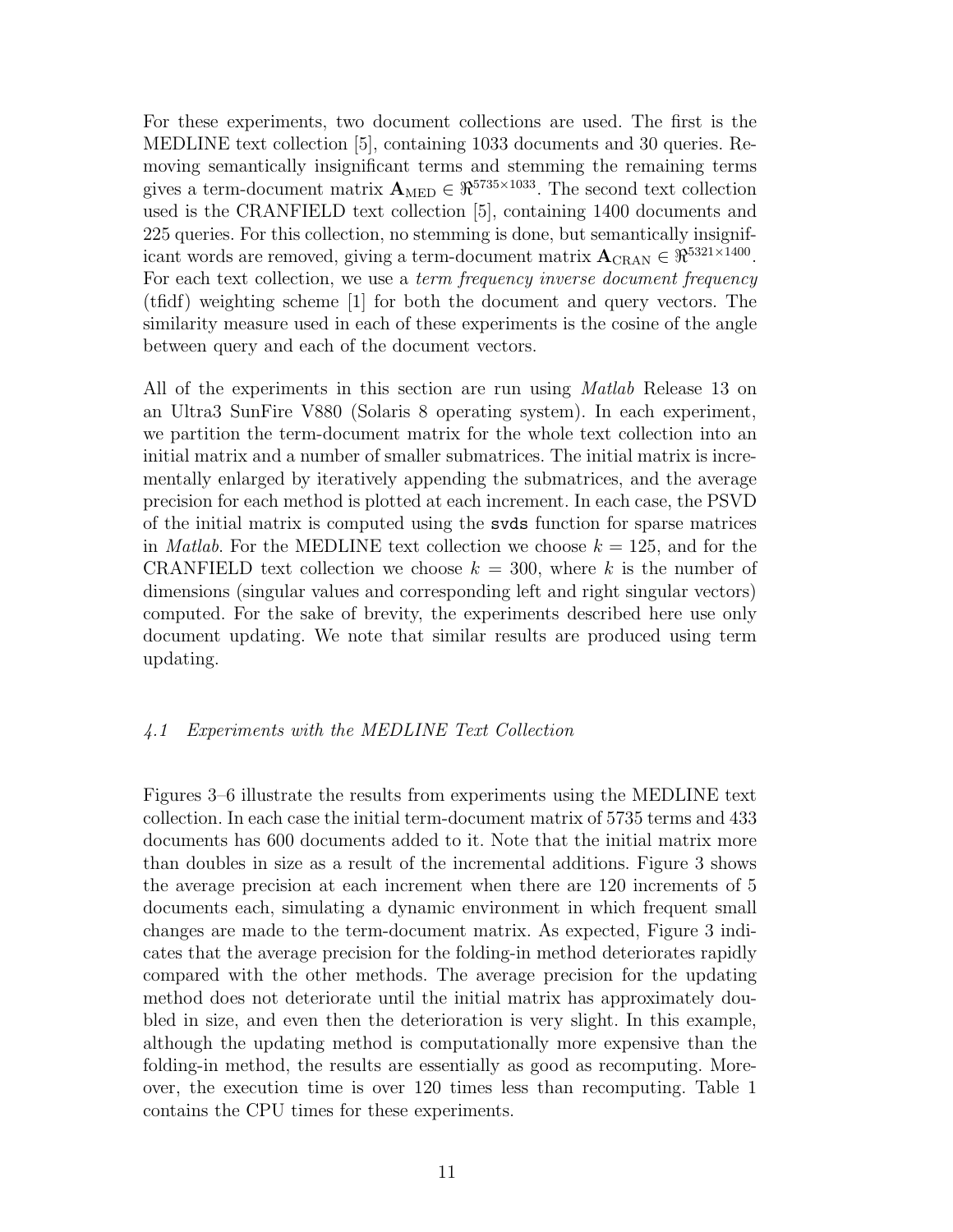For these experiments, two document collections are used. The first is the MEDLINE text collection [5], containing 1033 documents and 30 queries. Removing semantically insignificant terms and stemming the remaining terms gives a term-document matrix $\mathbf{A}_{\text{MED}} \in \Re^{5735 \times 1033}$. The second text collection used is the CRANFIELD text collection [5], containing 1400 documents and 225 queries. For this collection, no stemming is done, but semantically insignificant words are removed, giving a term-document matrix $\mathbf{A}_{\text{CRAN}} \in \Re^{5321 \times 1400}$. For each text collection, we use a *term frequency inverse document frequency* (tfidf) weighting scheme [1] for both the document and query vectors. The similarity measure used in each of these experiments is the cosine of the angle between query and each of the document vectors.

All of the experiments in this section are run using *Matlab* Release 13 on an Ultra3 SunFire V880 (Solaris 8 operating system). In each experiment, we partition the term-document matrix for the whole text collection into an initial matrix and a number of smaller submatrices. The initial matrix is incrementally enlarged by iteratively appending the submatrices, and the average precision for each method is plotted at each increment. In each case, the PSVD of the initial matrix is computed using the `svds` function for sparse matrices in *Matlab*. For the MEDLINE text collection we choose $k = 125$, and for the CRANFIELD text collection we choose $k = 300$, where $k$ is the number of dimensions (singular values and corresponding left and right singular vectors) computed. For the sake of brevity, the experiments described here use only document updating. We note that similar results are produced using term updating.

### *4.1 Experiments with the MEDLINE Text Collection*

Figures 3–6 illustrate the results from experiments using the MEDLINE text collection. In each case the initial term-document matrix of 5735 terms and 433 documents has 600 documents added to it. Note that the initial matrix more than doubles in size as a result of the incremental additions. Figure 3 shows the average precision at each increment when there are 120 increments of 5 documents each, simulating a dynamic environment in which frequent small changes are made to the term-document matrix. As expected, Figure 3 indicates that the average precision for the folding-in method deteriorates rapidly compared with the other methods. The average precision for the updating method does not deteriorate until the initial matrix has approximately doubled in size, and even then the deterioration is very slight. In this example, although the updating method is computationally more expensive than the folding-in method, the results are essentially as good as recomputing. Moreover, the execution time is over 120 times less than recomputing. Table 1 contains the CPU times for these experiments.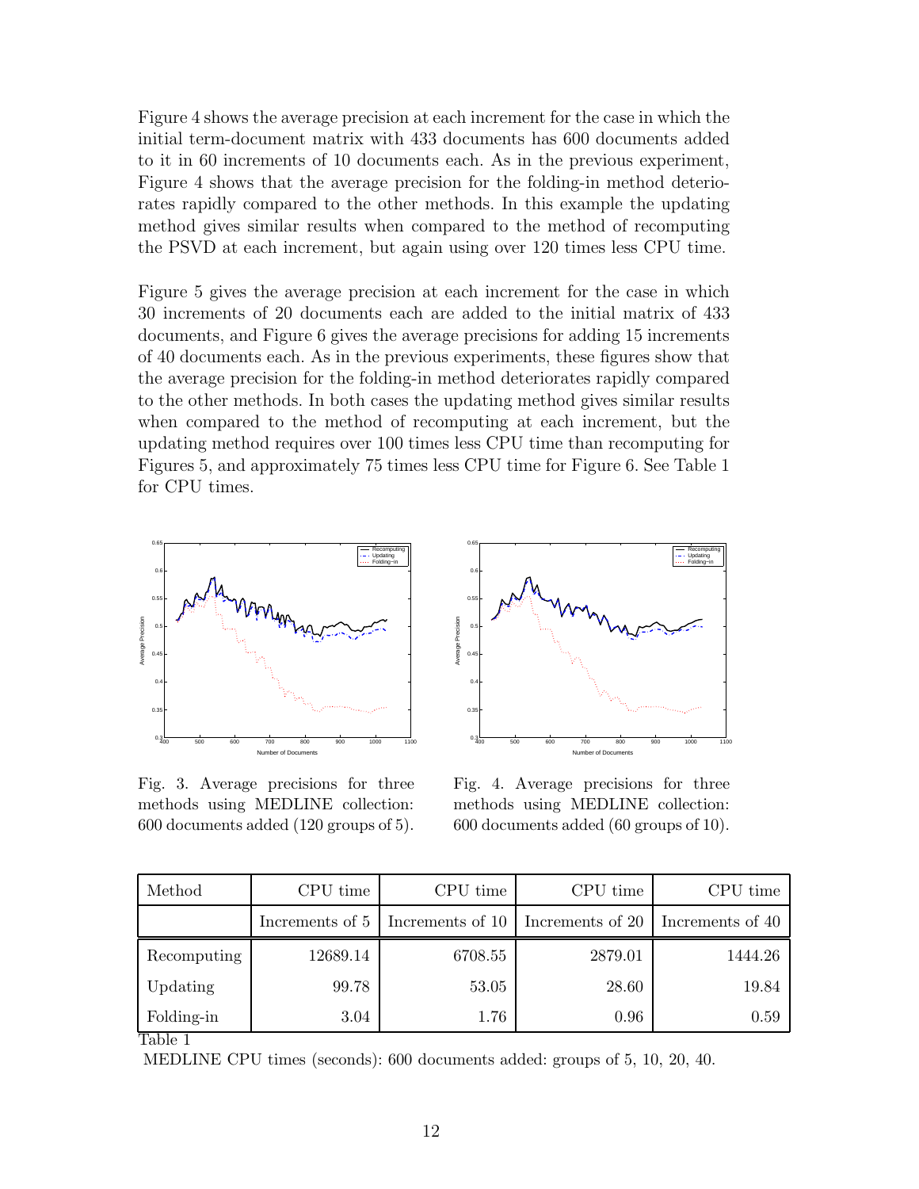Figure 4 shows the average precision at each increment for the case in which the initial term-document matrix with 433 documents has 600 documents added to it in 60 increments of 10 documents each. As in the previous experiment, Figure 4 shows that the average precision for the folding-in method deteriorates rapidly compared to the other methods. In this example the updating method gives similar results when compared to the method of recomputing the PSVD at each increment, but again using over 120 times less CPU time.

Figure 5 gives the average precision at each increment for the case in which 30 increments of 20 documents each are added to the initial matrix of 433 documents, and Figure 6 gives the average precisions for adding 15 increments of 40 documents each. As in the previous experiments, these figures show that the average precision for the folding-in method deteriorates rapidly compared to the other methods. In both cases the updating method gives similar results when compared to the method of recomputing at each increment, but the updating method requires over 100 times less CPU time than recomputing for Figures 5, and approximately 75 times less CPU time for Figure 6. See Table 1 for CPU times.

Fig. 3. Average precisions for three methods using MEDLINE collection: 600 documents added (120 groups of 5).

Fig. 4. Average precisions for three methods using MEDLINE collection: 600 documents added (60 groups of 10).

| Method | CPU time | CPU time | CPU time | CPU time |
|---|---|---|---|---|
| | Increments of 5 | Increments of 10 | Increments of 20 | Increments of 40 |
| Recomputing | 12689.14 | 6708.55 | 2879.01 | 1444.26 |
| Updating | 99.78 | 53.05 | 28.60 | 19.84 |
| Folding-in | 3.04 | 1.76 | 0.96 | 0.59 |

Table 1

MEDLINE CPU times (seconds): 600 documents added: groups of 5, 10, 20, 40.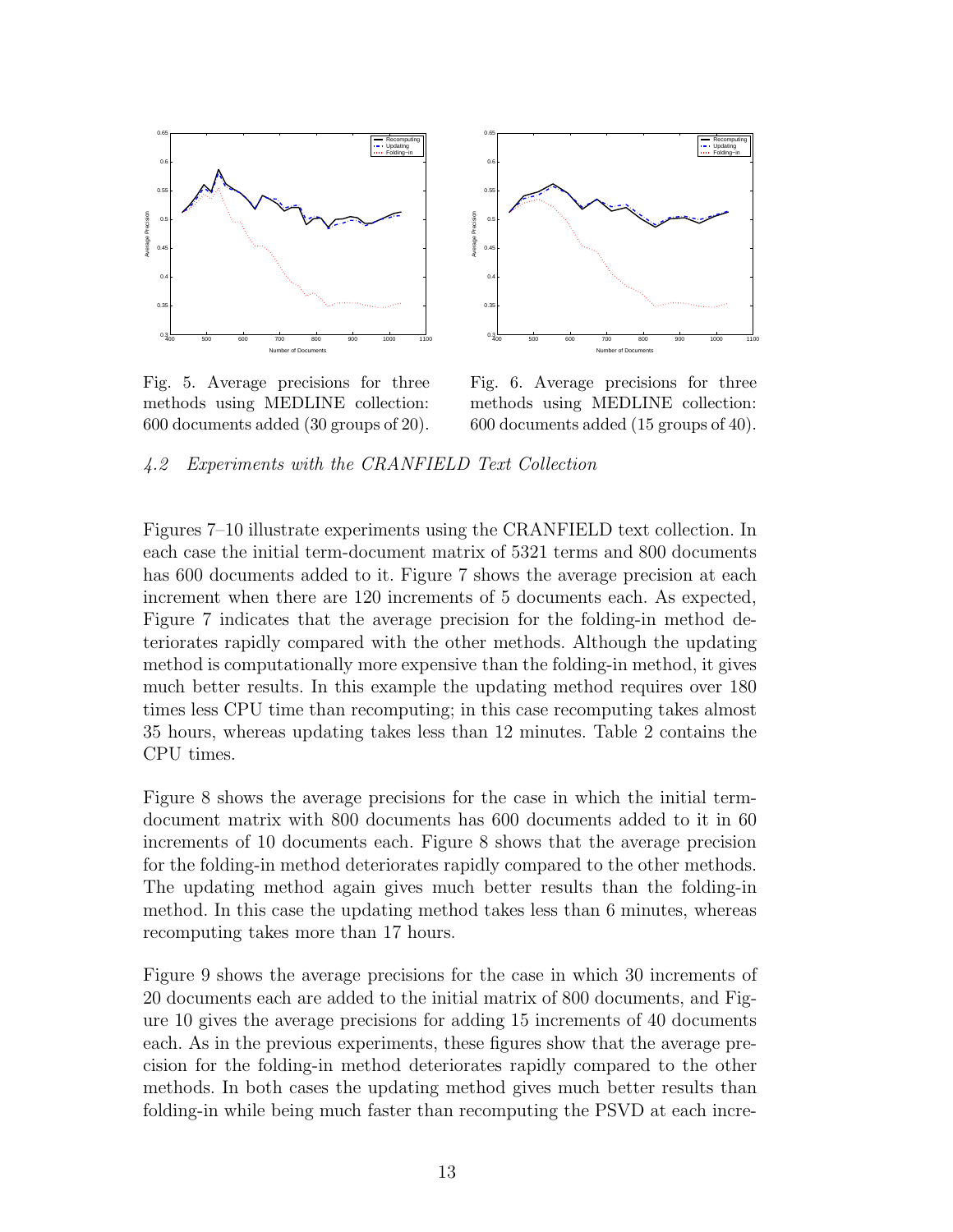Fig. 5. Average precisions for three methods using MEDLINE collection: 600 documents added (30 groups of 20).

Fig. 6. Average precisions for three methods using MEDLINE collection: 600 documents added (15 groups of 40).

### *4.2 Experiments with the CRANFIELD Text Collection*

Figures 7–10 illustrate experiments using the CRANFIELD text collection. In each case the initial term-document matrix of 5321 terms and 800 documents has 600 documents added to it. Figure 7 shows the average precision at each increment when there are 120 increments of 5 documents each. As expected, Figure 7 indicates that the average precision for the folding-in method deteriorates rapidly compared with the other methods. Although the updating method is computationally more expensive than the folding-in method, it gives much better results. In this example the updating method requires over 180 times less CPU time than recomputing; in this case recomputing takes almost 35 hours, whereas updating takes less than 12 minutes. Table 2 contains the CPU times.

Figure 8 shows the average precisions for the case in which the initial term-document matrix with 800 documents has 600 documents added to it in 60 increments of 10 documents each. Figure 8 shows that the average precision for the folding-in method deteriorates rapidly compared to the other methods. The updating method again gives much better results than the folding-in method. In this case the updating method takes less than 6 minutes, whereas recomputing takes more than 17 hours.

Figure 9 shows the average precisions for the case in which 30 increments of 20 documents each are added to the initial matrix of 800 documents, and Figure 10 gives the average precisions for adding 15 increments of 40 documents each. As in the previous experiments, these figures show that the average precision for the folding-in method deteriorates rapidly compared to the other methods. In both cases the updating method gives much better results than folding-in while being much faster than recomputing the PSVD at each incre-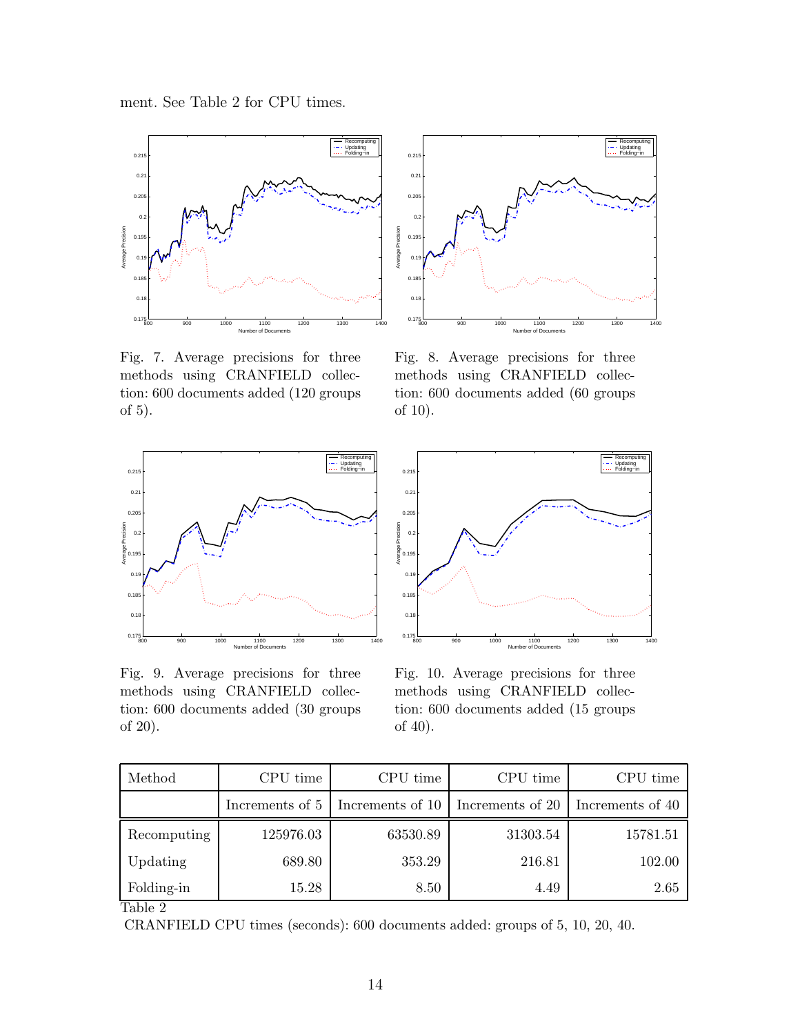ment. See Table 2 for CPU times.

Fig. 7. Average precisions for three methods using CRANFIELD collection: 600 documents added (120 groups of 5).

Fig. 8. Average precisions for three methods using CRANFIELD collection: 600 documents added (60 groups of 10).

Fig. 9. Average precisions for three methods using CRANFIELD collection: 600 documents added (30 groups of 20).

Fig. 10. Average precisions for three methods using CRANFIELD collection: 600 documents added (15 groups of 40).

| Method | CPU time | CPU time | CPU time | CPU time |
|---|---|---|---|---|
| | Increments of 5 | Increments of 10 | Increments of 20 | Increments of 40 |
| Recomputing | 125976.03 | 63530.89 | 31303.54 | 15781.51 |
| Updating | 689.80 | 353.29 | 216.81 | 102.00 |
| Folding-in | 15.28 | 8.50 | 4.49 | 2.65 |

Table 2

CRANFIELD CPU times (seconds): 600 documents added: groups of 5, 10, 20, 40.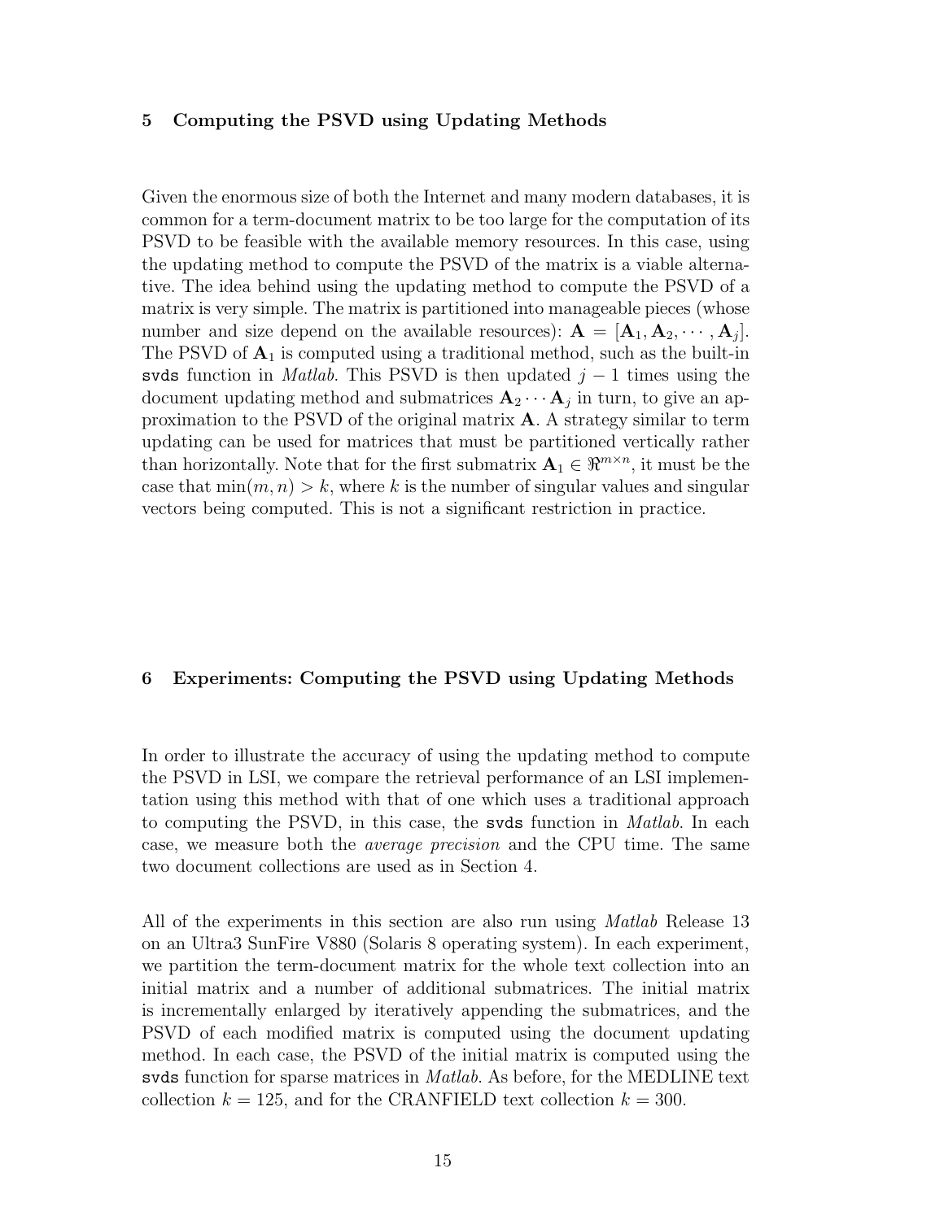## 5 Computing the PSVD using Updating Methods

Given the enormous size of both the Internet and many modern databases, it is common for a term-document matrix to be too large for the computation of its PSVD to be feasible with the available memory resources. In this case, using the updating method to compute the PSVD of the matrix is a viable alternative. The idea behind using the updating method to compute the PSVD of a matrix is very simple. The matrix is partitioned into manageable pieces (whose number and size depend on the available resources): $\mathbf{A} = [\mathbf{A}_1, \mathbf{A}_2, \cdots, \mathbf{A}_j]$. The PSVD of $\mathbf{A}_1$ is computed using a traditional method, such as the built-in `svds` function in *Matlab*. This PSVD is then updated $j-1$ times using the document updating method and submatrices $\mathbf{A}_2 \cdots \mathbf{A}_j$ in turn, to give an approximation to the PSVD of the original matrix $\mathbf{A}$. A strategy similar to term updating can be used for matrices that must be partitioned vertically rather than horizontally. Note that for the first submatrix $\mathbf{A}_1 \in \Re^{m \times n}$, it must be the case that $\min(m, n) > k$, where $k$ is the number of singular values and singular vectors being computed. This is not a significant restriction in practice.

## 6 Experiments: Computing the PSVD using Updating Methods

In order to illustrate the accuracy of using the updating method to compute the PSVD in LSI, we compare the retrieval performance of an LSI implementation using this method with that of one which uses a traditional approach to computing the PSVD, in this case, the `svds` function in *Matlab*. In each case, we measure both the *average precision* and the CPU time. The same two document collections are used as in Section 4.

All of the experiments in this section are also run using *Matlab* Release 13 on an Ultra3 SunFire V880 (Solaris 8 operating system). In each experiment, we partition the term-document matrix for the whole text collection into an initial matrix and a number of additional submatrices. The initial matrix is incrementally enlarged by iteratively appending the submatrices, and the PSVD of each modified matrix is computed using the document updating method. In each case, the PSVD of the initial matrix is computed using the `svds` function for sparse matrices in *Matlab*. As before, for the MEDLINE text collection $k = 125$, and for the CRANFIELD text collection $k = 300$.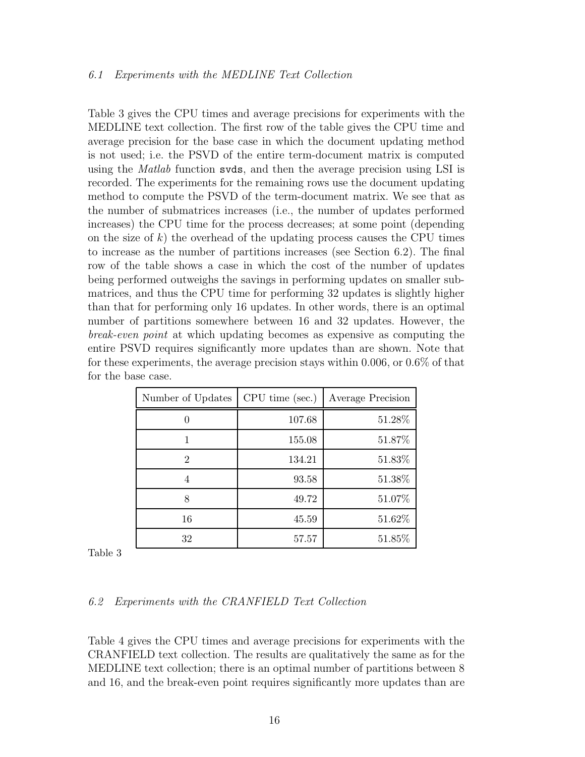### 6.1 *Experiments with the MEDLINE Text Collection*

Table 3 gives the CPU times and average precisions for experiments with the MEDLINE text collection. The first row of the table gives the CPU time and average precision for the base case in which the document updating method is not used; i.e. the PSVD of the entire term-document matrix is computed using the *Matlab* function `svds`, and then the average precision using LSI is recorded. The experiments for the remaining rows use the document updating method to compute the PSVD of the term-document matrix. We see that as the number of submatrices increases (i.e., the number of updates performed increases) the CPU time for the process decreases; at some point (depending on the size of $k$) the overhead of the updating process causes the CPU times to increase as the number of partitions increases (see Section 6.2). The final row of the table shows a case in which the cost of the number of updates being performed outweighs the savings in performing updates on smaller submatrices, and thus the CPU time for performing 32 updates is slightly higher than that for performing only 16 updates. In other words, there is an optimal number of partitions somewhere between 16 and 32 updates. However, the *break-even point* at which updating becomes as expensive as computing the entire PSVD requires significantly more updates than are shown. Note that for these experiments, the average precision stays within 0.006, or 0.6% of that for the base case.

| Number of Updates | CPU time (sec.) | Average Precision |
|---|---|---|
| 0 | 107.68 | 51.28% |
| 1 | 155.08 | 51.87% |
| 2 | 134.21 | 51.83% |
| 4 | 93.58 | 51.38% |
| 8 | 49.72 | 51.07% |
| 16 | 45.59 | 51.62% |
| 32 | 57.57 | 51.85% |

Table 3

### 6.2 *Experiments with the CRANFIELD Text Collection*

Table 4 gives the CPU times and average precisions for experiments with the CRANFIELD text collection. The results are qualitatively the same as for the MEDLINE text collection; there is an optimal number of partitions between 8 and 16, and the break-even point requires significantly more updates than are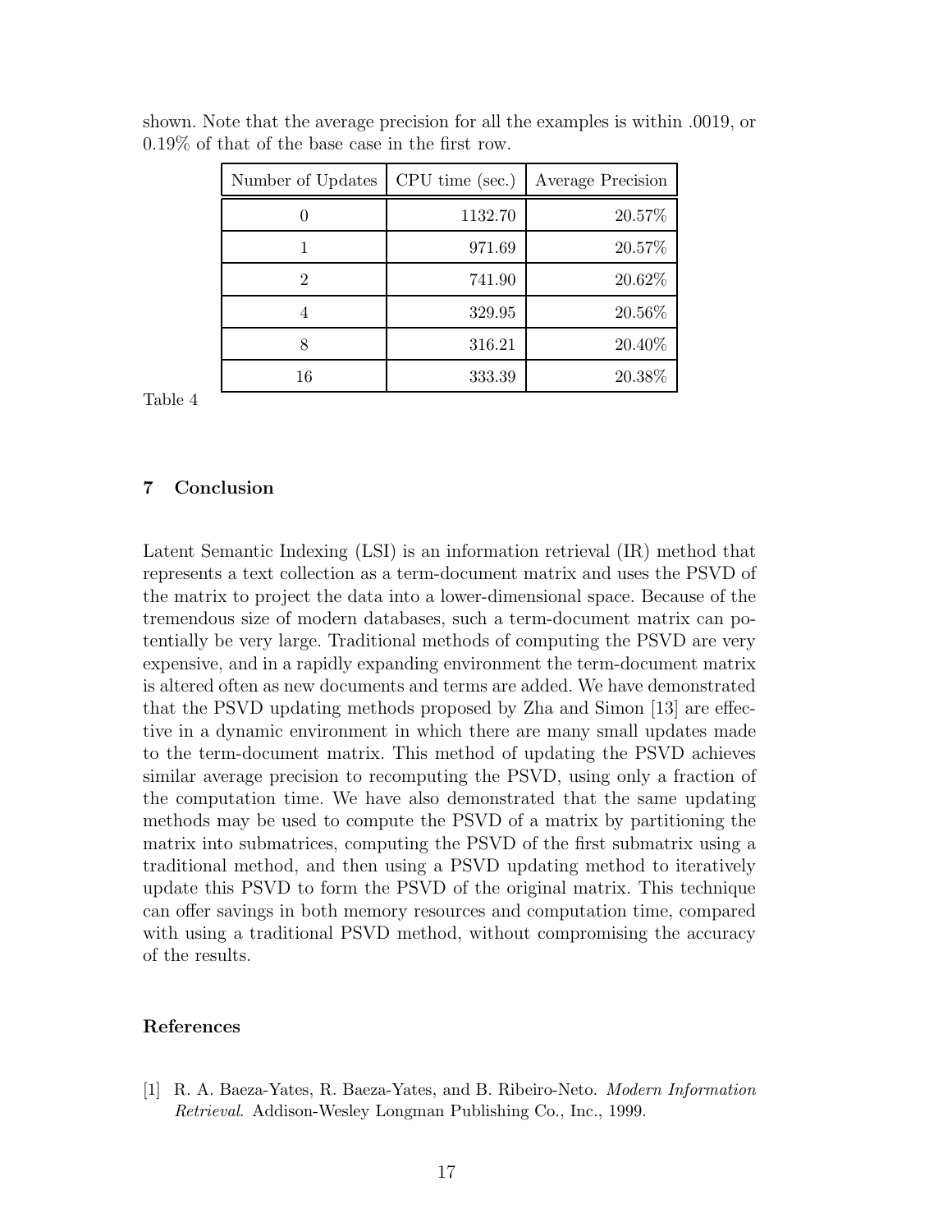shown. Note that the average precision for all the examples is within .0019, or 0.19% of that of the base case in the first row.

| Number of Updates | CPU time (sec.) | Average Precision |
|---|---|---|
| 0 | 1132.70 | 20.57% |
| 1 | 971.69 | 20.57% |
| 2 | 741.90 | 20.62% |
| 4 | 329.95 | 20.56% |
| 8 | 316.21 | 20.40% |
| 16 | 333.39 | 20.38% |

Table 4

## 7 Conclusion

Latent Semantic Indexing (LSI) is an information retrieval (IR) method that represents a text collection as a term-document matrix and uses the PSVD of the matrix to project the data into a lower-dimensional space. Because of the tremendous size of modern databases, such a term-document matrix can potentially be very large. Traditional methods of computing the PSVD are very expensive, and in a rapidly expanding environment the term-document matrix is altered often as new documents and terms are added. We have demonstrated that the PSVD updating methods proposed by Zha and Simon [13] are effective in a dynamic environment in which there are many small updates made to the term-document matrix. This method of updating the PSVD achieves similar average precision to recomputing the PSVD, using only a fraction of the computation time. We have also demonstrated that the same updating methods may be used to compute the PSVD of a matrix by partitioning the matrix into submatrices, computing the PSVD of the first submatrix using a traditional method, and then using a PSVD updating method to iteratively update this PSVD to form the PSVD of the original matrix. This technique can offer savings in both memory resources and computation time, compared with using a traditional PSVD method, without compromising the accuracy of the results.

## References

[1] R. A. Baeza-Yates, R. Baeza-Yates, and B. Ribeiro-Neto. *Modern Information Retrieval*. Addison-Wesley Longman Publishing Co., Inc., 1999.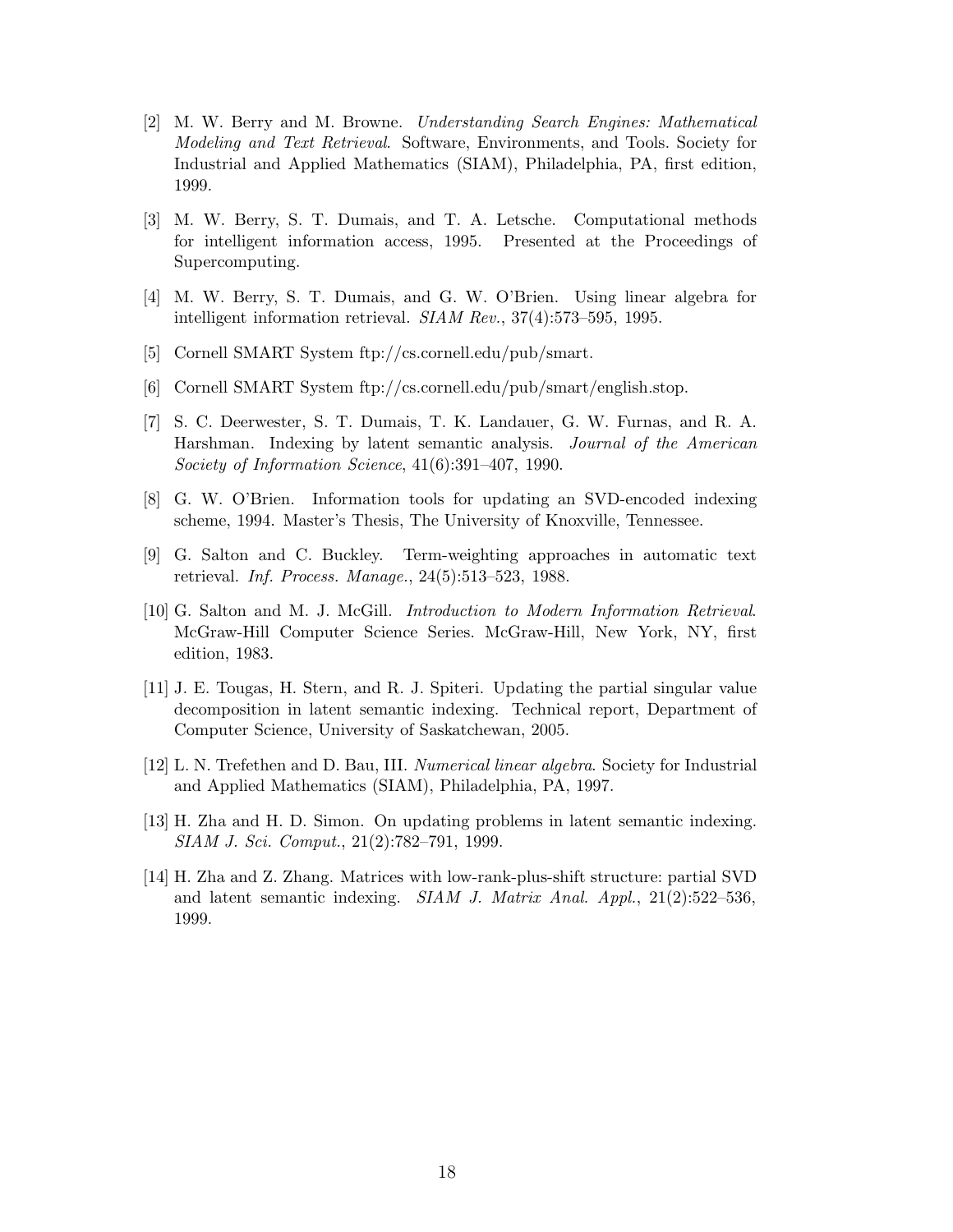[2] M. W. Berry and M. Browne. *Understanding Search Engines: Mathematical Modeling and Text Retrieval*. Software, Environments, and Tools. Society for Industrial and Applied Mathematics (SIAM), Philadelphia, PA, first edition, 1999.

[3] M. W. Berry, S. T. Dumais, and T. A. Letsche. Computational methods for intelligent information access, 1995. Presented at the Proceedings of Supercomputing.

[4] M. W. Berry, S. T. Dumais, and G. W. O'Brien. Using linear algebra for intelligent information retrieval. *SIAM Rev.*, 37(4):573–595, 1995.

[5] Cornell SMART System ftp://cs.cornell.edu/pub/smart.

[6] Cornell SMART System ftp://cs.cornell.edu/pub/smart/english.stop.

[7] S. C. Deerwester, S. T. Dumais, T. K. Landauer, G. W. Furnas, and R. A. Harshman. Indexing by latent semantic analysis. *Journal of the American Society of Information Science*, 41(6):391–407, 1990.

[8] G. W. O'Brien. Information tools for updating an SVD-encoded indexing scheme, 1994. Master's Thesis, The University of Knoxville, Tennessee.

[9] G. Salton and C. Buckley. Term-weighting approaches in automatic text retrieval. *Inf. Process. Manage.*, 24(5):513–523, 1988.

[10] G. Salton and M. J. McGill. *Introduction to Modern Information Retrieval*. McGraw-Hill Computer Science Series. McGraw-Hill, New York, NY, first edition, 1983.

[11] J. E. Tougas, H. Stern, and R. J. Spiteri. Updating the partial singular value decomposition in latent semantic indexing. Technical report, Department of Computer Science, University of Saskatchewan, 2005.

[12] L. N. Trefethen and D. Bau, III. *Numerical linear algebra*. Society for Industrial and Applied Mathematics (SIAM), Philadelphia, PA, 1997.

[13] H. Zha and H. D. Simon. On updating problems in latent semantic indexing. *SIAM J. Sci. Comput.*, 21(2):782–791, 1999.

[14] H. Zha and Z. Zhang. Matrices with low-rank-plus-shift structure: partial SVD and latent semantic indexing. *SIAM J. Matrix Anal. Appl.*, 21(2):522–536, 1999.